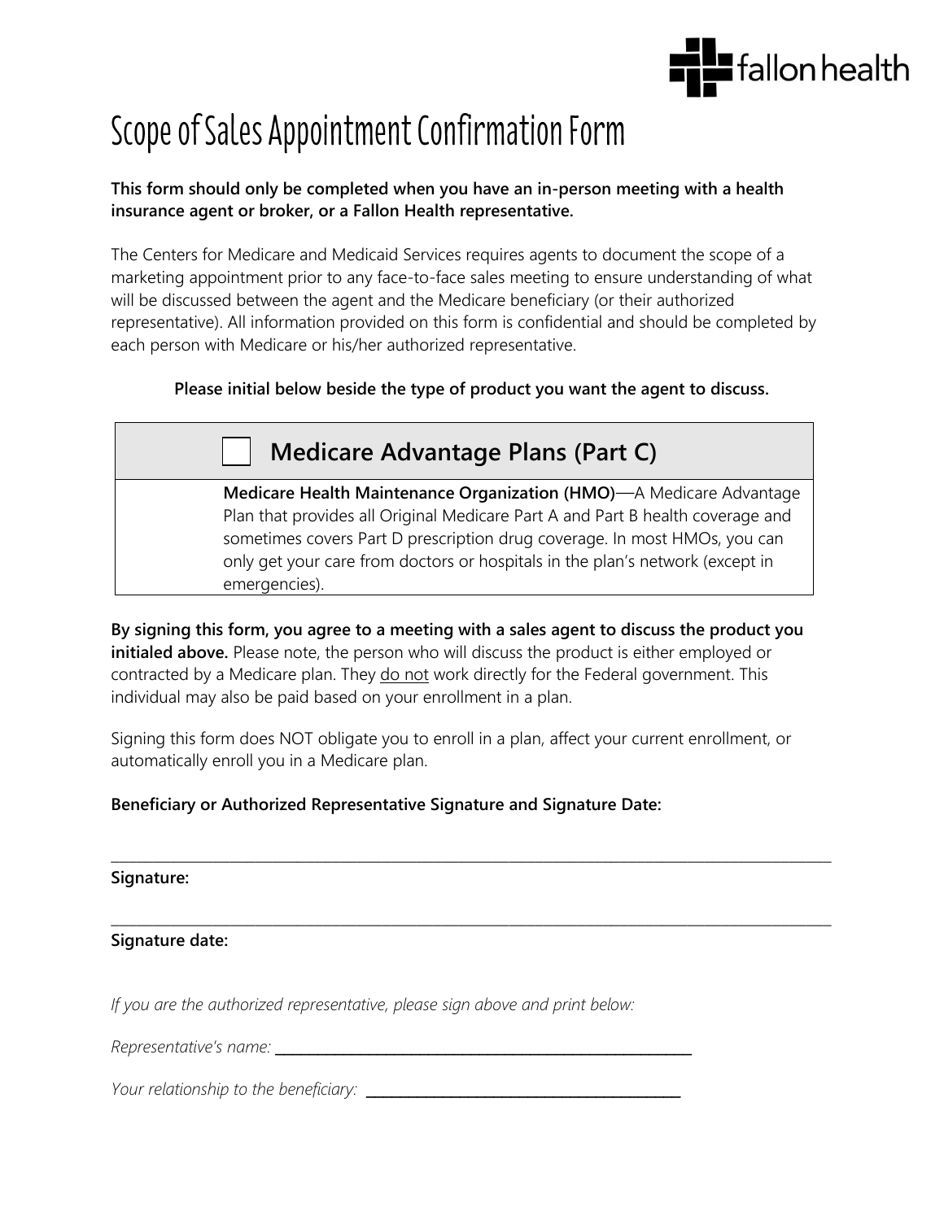# Scope of Sales Appointment Confirmation Form

**This form should only be completed when you have an in-person meeting with a health insurance agent or broker, or a Fallon Health representative.**

The Centers for Medicare and Medicaid Services requires agents to document the scope of a marketing appointment prior to any face-to-face sales meeting to ensure understanding of what will be discussed between the agent and the Medicare beneficiary (or their authorized representative). All information provided on this form is confidential and should be completed by each person with Medicare or his/her authorized representative.

**Please initial below beside the type of product you want the agent to discuss.**

| ☐ **Medicare Advantage Plans (Part C)** |
|---|
| **Medicare Health Maintenance Organization (HMO)**—A Medicare Advantage Plan that provides all Original Medicare Part A and Part B health coverage and sometimes covers Part D prescription drug coverage. In most HMOs, you can only get your care from doctors or hospitals in the plan's network (except in emergencies). |

**By signing this form, you agree to a meeting with a sales agent to discuss the product you initialed above.** Please note, the person who will discuss the product is either employed or contracted by a Medicare plan. They do not work directly for the Federal government. This individual may also be paid based on your enrollment in a plan.

Signing this form does NOT obligate you to enroll in a plan, affect your current enrollment, or automatically enroll you in a Medicare plan.

**Beneficiary or Authorized Representative Signature and Signature Date:**

______________________________

**Signature:**

______________________________

**Signature date:**

*If you are the authorized representative, please sign above and print below:*

*Representative's name:* ______________________________

*Your relationship to the beneficiary:* ______________________________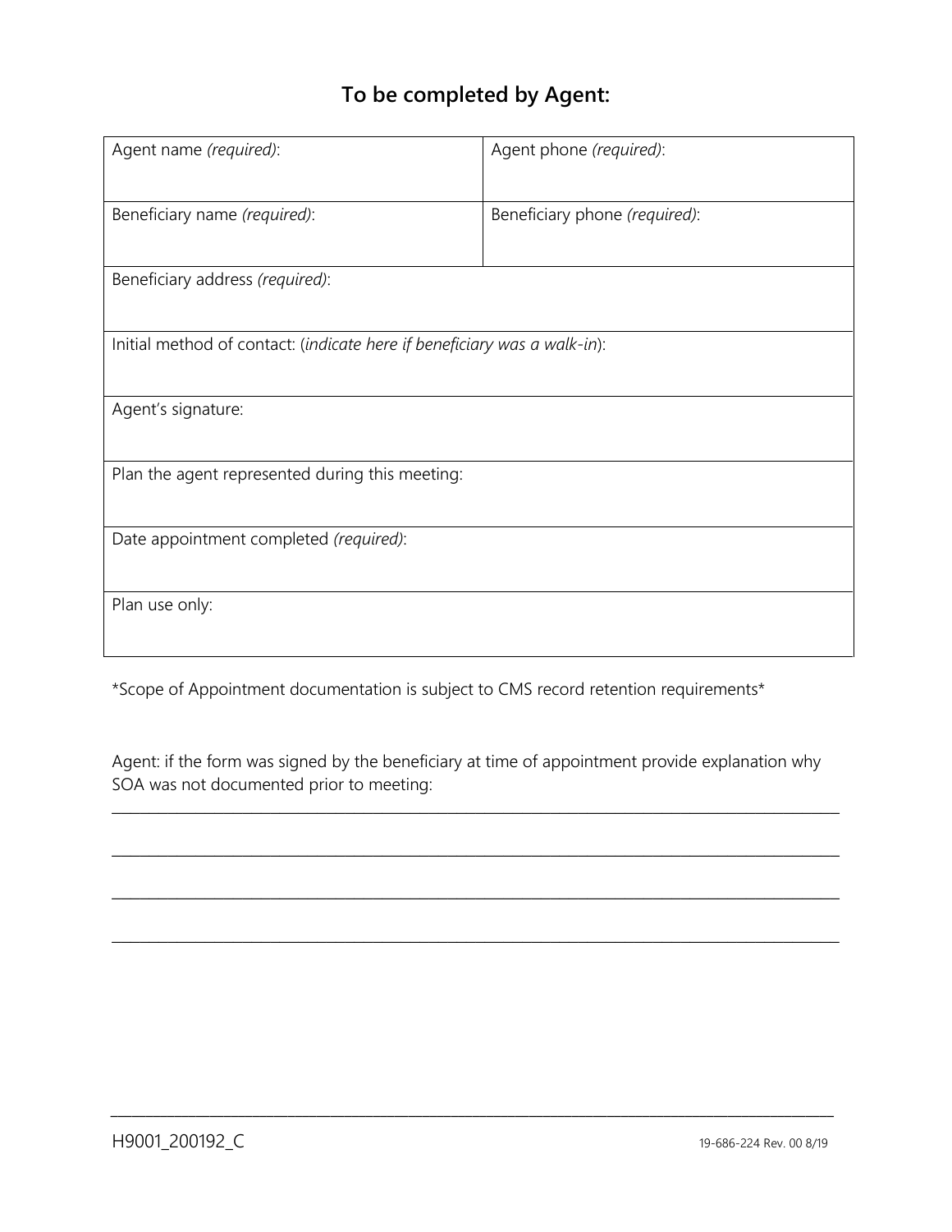## To be completed by Agent:

| | |
|---|---|
| Agent name *(required)*: | Agent phone *(required)*: |
| Beneficiary name *(required)*: | Beneficiary phone *(required)*: |
| Beneficiary address *(required)*: | |
| Initial method of contact: (*indicate here if beneficiary was a walk-in*): | |
| Agent's signature: | |
| Plan the agent represented during this meeting: | |
| Date appointment completed *(required)*: | |
| Plan use only: | |

*Scope of Appointment documentation is subject to CMS record retention requirements*

Agent: if the form was signed by the beneficiary at time of appointment provide explanation why SOA was not documented prior to meeting:

______________________________________________________________________________

______________________________________________________________________________

______________________________________________________________________________

______________________________________________________________________________

H9001_200192_C

19-686-224 Rev. 00 8/19